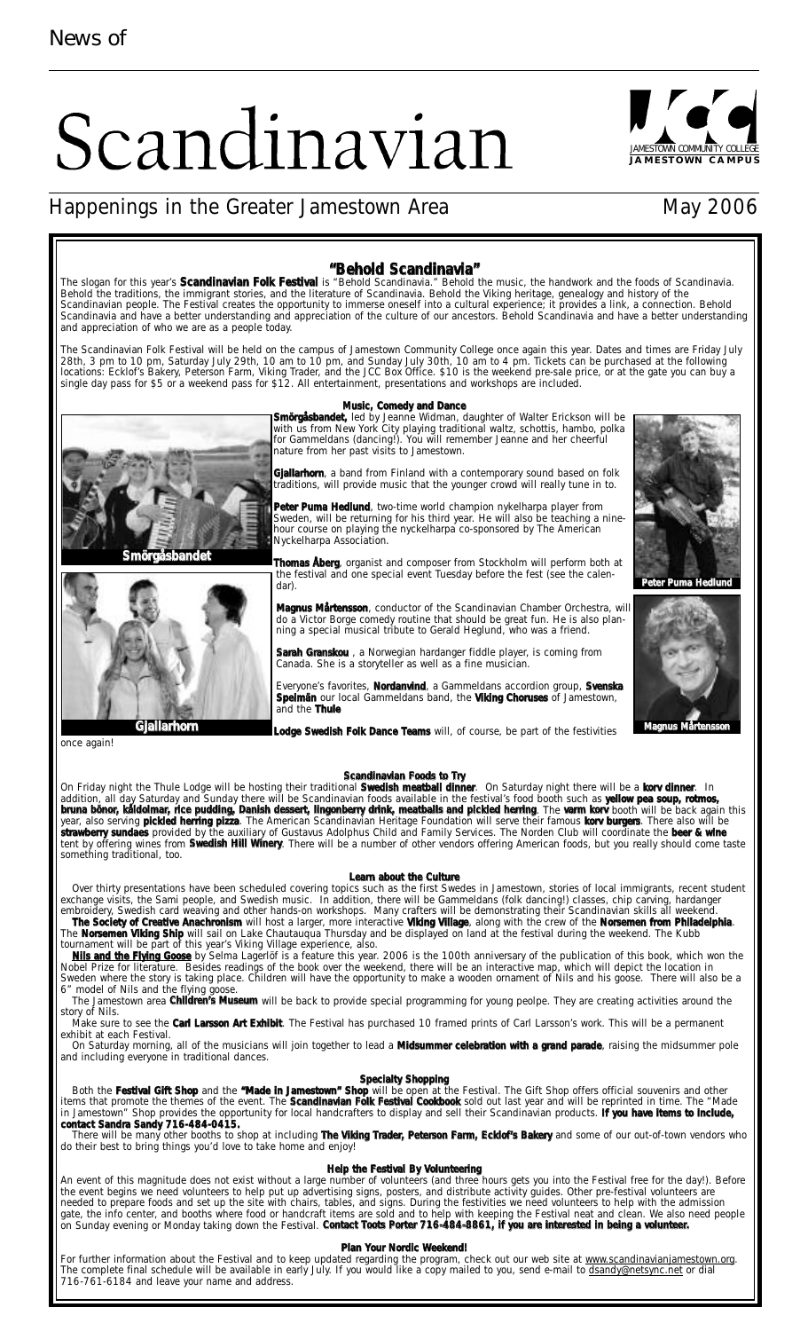News of

# Scandinavian

JAMESTOWN COMMUNITY COLLEGE
JAMESTOWN CAMPUS

## Happenings in the Greater Jamestown Area

May 2006

## "Behold Scandinavia"

The slogan for this year's **Scandinavian Folk Festival** is "Behold Scandinavia." Behold the music, the handwork and the foods of Scandinavia. Behold the traditions, the immigrant stories, and the literature of Scandinavia. Behold the Viking heritage, genealogy and history of the Scandinavian people. The Festival creates the opportunity to immerse oneself into a cultural experience; it provides a link, a connection. Behold Scandinavia and have a better understanding and appreciation of the culture of our ancestors. Behold Scandinavia and have a better understanding and appreciation of who we are as a people today.

The Scandinavian Folk Festival will be held on the campus of Jamestown Community College once again this year. Dates and times are Friday July 28th, 3 pm to 10 pm, Saturday July 29th, 10 am to 10 pm, and Sunday July 30th, 10 am to 4 pm. Tickets can be purchased at the following locations: Ecklof's Bakery, Peterson Farm, Viking Trader, and the JCC Box Office. $10 is the weekend pre-sale price, or at the gate you can buy a single day pass for $5 or a weekend pass for $12. All entertainment, presentations and workshops are included.

### Music, Comedy and Dance

**Smörgåsbandet,** led by Jeanne Widman, daughter of Walter Erickson will be with us from New York City playing traditional waltz, schottis, hambo, polka for Gammeldans (dancing!). You will remember Jeanne and her cheerful nature from her past visits to Jamestown.

**Gjallarhorn**, a band from Finland with a contemporary sound based on folk traditions, will provide music that the younger crowd will really tune in to.

**Peter Puma Hedlund**, two-time world champion nykelharpa player from Sweden, will be returning for his third year. He will also be teaching a nine-hour course on playing the nyckelharpa co-sponsored by The American Nyckelharpa Association.

**Thomas Åberg**, organist and composer from Stockholm will perform both at the festival and one special event Tuesday before the fest (see the calendar).

**Magnus Mårtensson**, conductor of the Scandinavian Chamber Orchestra, will do a Victor Borge comedy routine that should be great fun. He is also planning a special musical tribute to Gerald Heglund, who was a friend.

**Sarah Granskou** , a Norwegian hardanger fiddle player, is coming from Canada. She is a storyteller as well as a fine musician.

Everyone's favorites, **Nordanvind**, a Gammeldans accordion group, **Svenska Spelmän** our local Gammeldans band, the **Viking Choruses** of Jamestown, and the **Thule Lodge Swedish Folk Dance Teams** will, of course, be part of the festivities once again!

Smörgåsbandet

Gjallarhorn

Peter Puma Hedlund

Magnus Mårtensson

### Scandinavian Foods to Try

On Friday night the Thule Lodge will be hosting their traditional **Swedish meatball dinner**. On Saturday night there will be a **korv dinner**. In addition, all day Saturday and Sunday there will be Scandinavian foods available in the festival's food booth such as **yellow pea soup, rotmos, bruna bönor, kåldolmar, rice pudding, Danish dessert, lingonberry drink, meatballs and pickled herring**. The **varm korv** booth will be back again this year, also serving **pickled herring pizza**. The American Scandinavian Heritage Foundation will serve their famous **korv burgers**. There also will be **strawberry sundaes** provided by the auxiliary of Gustavus Adolphus Child and Family Services. The Norden Club will coordinate the **beer & wine** tent by offering wines from **Swedish Hill Winery**. There will be a number of other vendors offering American foods, but you really should come taste something traditional, too.

### Learn about the Culture

Over thirty presentations have been scheduled covering topics such as the first Swedes in Jamestown, stories of local immigrants, recent student exchange visits, the Sami people, and Swedish music. In addition, there will be Gammeldans (folk dancing!) classes, chip carving, hardanger embroidery, Swedish card weaving and other hands-on workshops. Many crafters will be demonstrating their Scandinavian skills all weekend.

**The Society of Creative Anachronism** will host a larger, more interactive **Viking Village**, along with the crew of the **Norsemen from Philadelphia**. The **Norsemen Viking Ship** will sail on Lake Chautauqua Thursday and be displayed on land at the festival during the weekend. The Kubb tournament will be part of this year's Viking Village experience, also.

**Nils and the Flying Goose** by Selma Lagerlöf is a feature this year. 2006 is the 100th anniversary of the publication of this book, which won the Nobel Prize for literature. Besides readings of the book over the weekend, there will be an interactive map, which will depict the location in Sweden where the story is taking place. Children will have the opportunity to make a wooden ornament of Nils and his goose. There will also be a 6" model of Nils and the flying goose.

The Jamestown area **Children's Museum** will be back to provide special programming for young peolpe. They are creating activities around the story of Nils.

Make sure to see the **Carl Larsson Art Exhibit**. The Festival has purchased 10 framed prints of Carl Larsson's work. This will be a permanent exhibit at each Festival.

On Saturday morning, all of the musicians will join together to lead a **Midsummer celebration with a grand parade**, raising the midsummer pole and including everyone in traditional dances.

### Specialty Shopping

Both the **Festival Gift Shop** and the **"Made in Jamestown" Shop** will be open at the Festival. The Gift Shop offers official souvenirs and other items that promote the themes of the event. The **Scandinavian Folk Festival Cookbook** sold out last year and will be reprinted in time. The "Made in Jamestown" Shop provides the opportunity for local handcrafters to display and sell their Scandinavian products. **If you have items to include, contact Sandra Sandy 716-484-0415.**

There will be many other booths to shop at including **The Viking Trader, Peterson Farm, Ecklof's Bakery** and some of our out-of-town vendors who do their best to bring things you'd love to take home and enjoy!

### Help the Festival By Volunteering

An event of this magnitude does not exist without a large number of volunteers (and three hours gets you into the Festival free for the day!). Before the event begins we need volunteers to help put up advertising signs, posters, and distribute activity guides. Other pre-festival volunteers are needed to prepare foods and set up the site with chairs, tables, and signs. During the festivities we need volunteers to help with the admission gate, the info center, and booths where food or handcraft items are sold and to help with keeping the Festival neat and clean. We also need people on Sunday evening or Monday taking down the Festival. **Contact Toots Porter 716-484-8861, if you are interested in being a volunteer.**

### Plan Your Nordic Weekend!

For further information about the Festival and to keep updated regarding the program, check out our web site at www.scandinavianjamestown.org. The complete final schedule will be available in early July. If you would like a copy mailed to you, send e-mail to dsandy@netsync.net or dial 716-761-6184 and leave your name and address.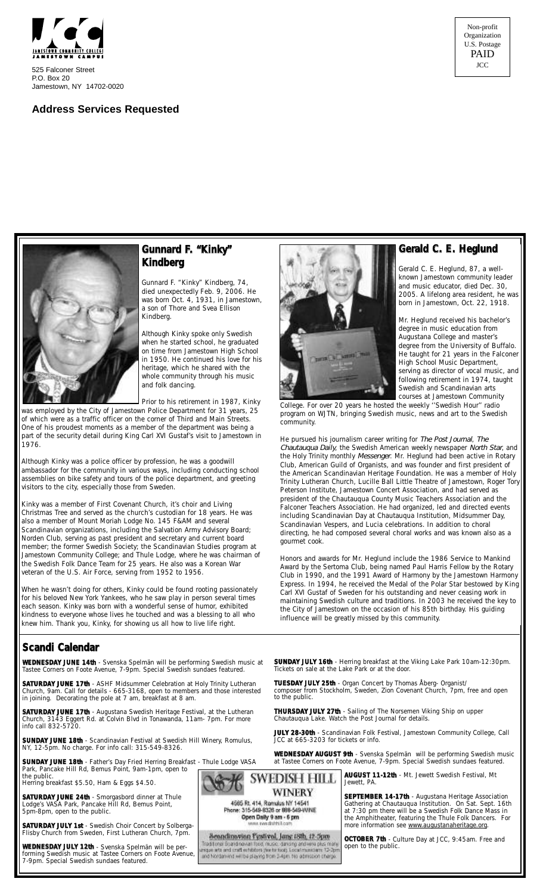525 Falconer Street
P.O. Box 20
Jamestown, NY 14702-0020

Non-profit
Organization
U.S. Postage
PAID
JCC

## Address Services Requested

## Gunnard F. "Kinky" Kindberg

Gunnard F. "Kinky" Kindberg, 74, died unexpectedly Feb. 9, 2006. He was born Oct. 4, 1931, in Jamestown, a son of Thore and Svea Ellison Kindberg.

Although Kinky spoke only Swedish when he started school, he graduated on time from Jamestown High School in 1950. He continued his love for his heritage, which he shared with the whole community through his music and folk dancing.

Prior to his retirement in 1987, Kinky was employed by the City of Jamestown Police Department for 31 years, 25 of which were as a traffic officer on the corner of Third and Main Streets. One of his proudest moments as a member of the department was being a part of the security detail during King Carl XVI Gustaf's visit to Jamestown in 1976.

Although Kinky was a police officer by profession, he was a goodwill ambassador for the community in various ways, including conducting school assemblies on bike safety and tours of the police department, and greeting visitors to the city, especially those from Sweden.

Kinky was a member of First Covenant Church, it's choir and Living Christmas Tree and served as the church's custodian for 18 years. He was also a member of Mount Moriah Lodge No. 145 F&AM and several Scandinavian organizations, including the Salvation Army Advisory Board; Norden Club, serving as past president and secretary and current board member; the former Swedish Society; the Scandinavian Studies program at Jamestown Community College; and Thule Lodge, where he was chairman of the Swedish Folk Dance Team for 25 years. He also was a Korean War veteran of the U.S. Air Force, serving from 1952 to 1956.

When he wasn't doing for others, Kinky could be found rooting passionately for his beloved New York Yankees, who he saw play in person several times each season. Kinky was born with a wonderful sense of humor, exhibited kindness to everyone whose lives he touched and was a blessing to all who knew him. Thank you, Kinky, for showing us all how to live life right.

## Gerald C. E. Heglund

Gerald C. E. Heglund, 87, a well-known Jamestown community leader and music educator, died Dec. 30, 2005. A lifelong area resident, he was born in Jamestown, Oct. 22, 1918.

Mr. Heglund received his bachelor's degree in music education from Augustana College and master's degree from the University of Buffalo. He taught for 21 years in the Falconer High School Music Department, serving as director of vocal music, and following retirement in 1974, taught Swedish and Scandinavian arts courses at Jamestown Community College. For over 20 years he hosted the weekly ''Swedish Hour'' radio program on WJTN, bringing Swedish music, news and art to the Swedish community.

He pursued his journalism career writing for *The Post Journal*, *The Chautauqua Daily*, the Swedish American weekly newspaper *North Star*, and the Holy Trinity monthly *Messenger*. Mr. Heglund had been active in Rotary Club, American Guild of Organists, and was founder and first president of the American Scandinavian Heritage Foundation. He was a member of Holy Trinity Lutheran Church, Lucille Ball Little Theatre of Jamestown, Roger Tory Peterson Institute, Jamestown Concert Association, and had served as president of the Chautauqua County Music Teachers Association and the Falconer Teachers Association. He had organized, led and directed events including Scandinavian Day at Chautauqua Institution, Midsummer Day, Scandinavian Vespers, and Lucia celebrations. In addition to choral directing, he had composed several choral works and was known also as a gourmet cook.

Honors and awards for Mr. Heglund include the 1986 Service to Mankind Award by the Sertoma Club, being named Paul Harris Fellow by the Rotary Club in 1990, and the 1991 Award of Harmony by the Jamestown Harmony Express. In 1994, he received the Medal of the Polar Star bestowed by King Carl XVI Gustaf of Sweden for his outstanding and never ceasing work in maintaining Swedish culture and traditions. In 2003 he received the key to the City of Jamestown on the occasion of his 85th birthday. His guiding influence will be greatly missed by this community.

## Scandi Calendar

**WEDNESDAY JUNE 14th** - Svenska Spelmän will be performing Swedish music at Tastee Corners on Foote Avenue, 7-9pm. Special Swedish sundaes featured.

**SATURDAY JUNE 17th** - ASHF Midsummer Celebration at Holy Trinity Lutheran Church, 9am. Call for details - 665-3168, open to members and those interested in joining. Decorating the pole at 7 am, breakfast at 8 am.

**SATURDAY JUNE 17th** - Augustana Swedish Heritage Festival, at the Lutheran Church, 3143 Eggert Rd. at Colvin Blvd in Tonawanda, 11am- 7pm. For more info call 832-5720.

**SUNDAY JUNE 18th** - Scandinavian Festival at Swedish Hill Winery, Romulus, NY, 12-5pm. No charge. For info call: 315-549-8326.

**SUNDAY JUNE 18th** - Father's Day Fried Herring Breakfast - Thule Lodge VASA Park, Pancake Hill Rd, Bemus Point, 9am-1pm, open to the public.
Herring breakfast $5.50, Ham & Eggs $4.50.

**SATURDAY JUNE 24th** - Smorgasbord dinner at Thule Lodge's VASA Park, Pancake Hill Rd, Bemus Point, 5pm-8pm, open to the public.

**SATURDAY JULY 1st** - Swedish Choir Concert by Solberga-Flisby Church from Sweden, First Lutheran Church, 7pm.

**WEDNESDAY JULY 12th** - Svenska Spelmän will be performing Swedish music at Tastee Corners on Foote Avenue, 7-9pm. Special Swedish sundaes featured.

SWEDISH HILL WINERY
4565 Rt. 414, Romulus NY 14541
Phone: 315-549-8326 or 888-549-WINE
Open Daily 9 am - 6 pm
www.swedishhill.com

Scandinavian Festival, June 18th, 12-5pm
Traditional Scandinavian food, music, dancing and wine plus many unique arts and craft exhibitors (fee for food). Local musicians 12-2pm and Nordanvind will be playing from 2-4pm. No admission charge.

**SUNDAY JULY 16th** - Herring breakfast at the Viking Lake Park 10am-12:30pm. Tickets on sale at the Lake Park or at the door.

**TUESDAY JULY 25th** - Organ Concert by Thomas Åberg- Organist/ composer from Stockholm, Sweden, Zion Covenant Church, 7pm, free and open to the public.

**THURSDAY JULY 27th** - Sailing of The Norsemen Viking Ship on upper Chautauqua Lake. Watch the Post Journal for details.

**JULY 28-30th** - Scandinavian Folk Festival, Jamestown Community College, Call JCC at 665-3203 for tickets or info.

**WEDNESDAY AUGUST 9th** - Svenska Spelmän will be performing Swedish music at Tastee Corners on Foote Avenue, 7-9pm. Special Swedish sundaes featured.

**AUGUST 11-12th** - Mt. Jewett Swedish Festival, Mt Jewett, PA.

**SEPTEMBER 14-17th** - Augustana Heritage Association Gathering at Chautauqua Institution. On Sat. Sept. 16th at 7:30 pm there will be a Swedish Folk Dance Mass in the Amphitheater, featuring the Thule Folk Dancers. For more information see www.augustanaheritage.org.

**OCTOBER 7th** - Culture Day at JCC, 9:45am. Free and open to the public.